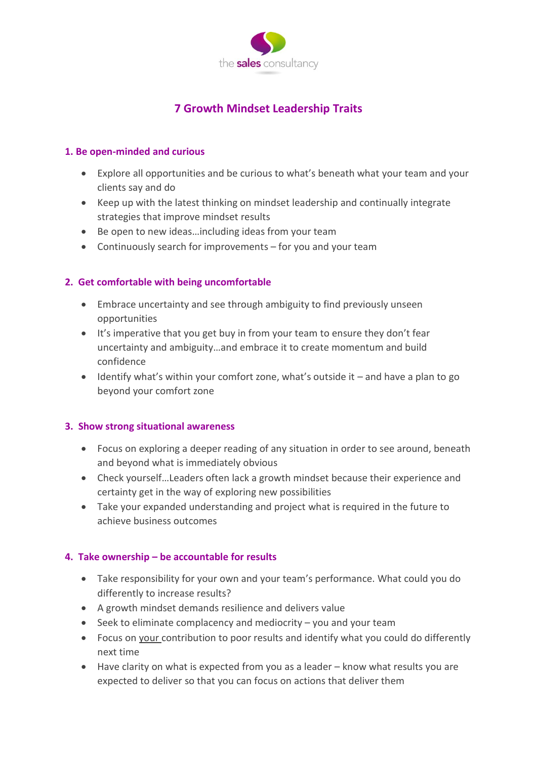the **sales** consultancy

# 7 Growth Mindset Leadership Traits

## 1. Be open-minded and curious

- Explore all opportunities and be curious to what's beneath what your team and your clients say and do
- Keep up with the latest thinking on mindset leadership and continually integrate strategies that improve mindset results
- Be open to new ideas…including ideas from your team
- Continuously search for improvements – for you and your team

## 2. Get comfortable with being uncomfortable

- Embrace uncertainty and see through ambiguity to find previously unseen opportunities
- It's imperative that you get buy in from your team to ensure they don't fear uncertainty and ambiguity…and embrace it to create momentum and build confidence
- Identify what's within your comfort zone, what's outside it – and have a plan to go beyond your comfort zone

## 3. Show strong situational awareness

- Focus on exploring a deeper reading of any situation in order to see around, beneath and beyond what is immediately obvious
- Check yourself…Leaders often lack a growth mindset because their experience and certainty get in the way of exploring new possibilities
- Take your expanded understanding and project what is required in the future to achieve business outcomes

## 4. Take ownership – be accountable for results

- Take responsibility for your own and your team's performance. What could you do differently to increase results?
- A growth mindset demands resilience and delivers value
- Seek to eliminate complacency and mediocrity – you and your team
- Focus on <u>your</u> contribution to poor results and identify what you could do differently next time
- Have clarity on what is expected from you as a leader – know what results you are expected to deliver so that you can focus on actions that deliver them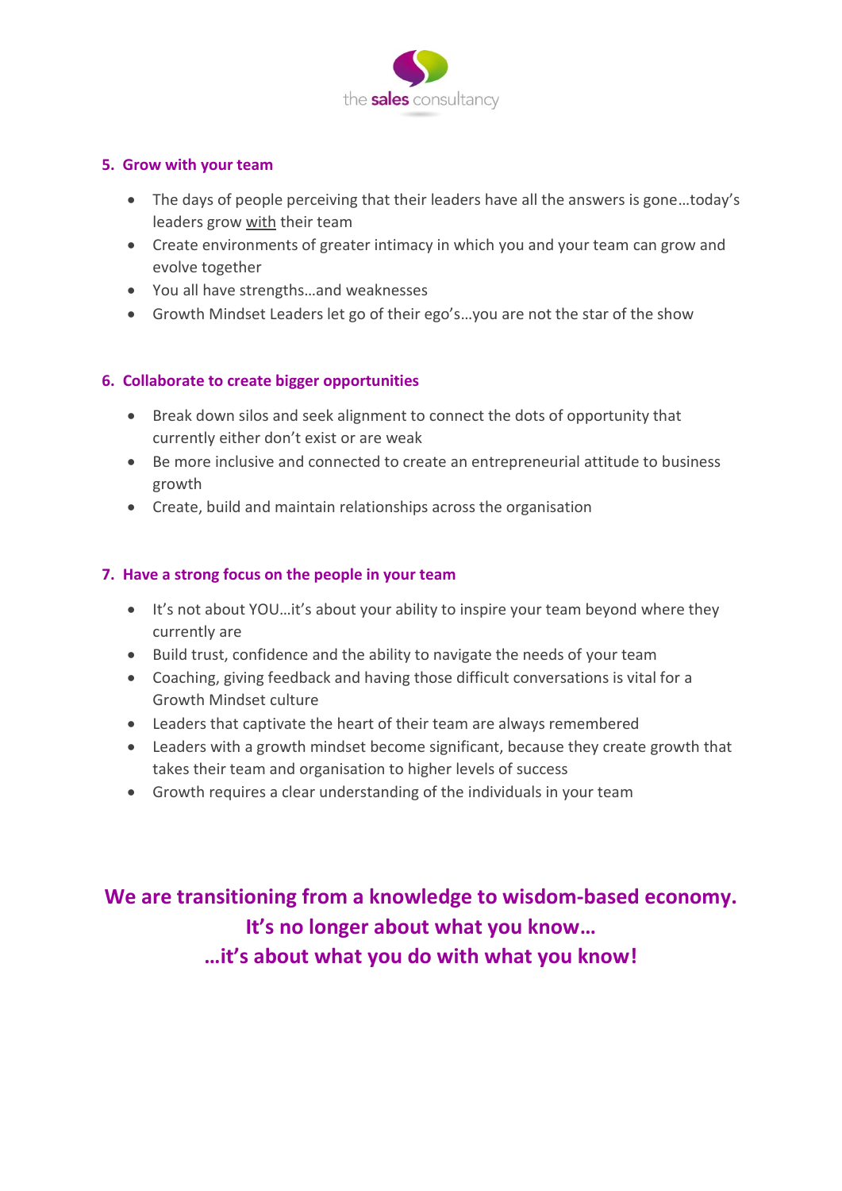### 5. Grow with your team

- The days of people perceiving that their leaders have all the answers is gone…today's leaders grow <u>with</u> their team
- Create environments of greater intimacy in which you and your team can grow and evolve together
- You all have strengths…and weaknesses
- Growth Mindset Leaders let go of their ego's…you are not the star of the show

### 6. Collaborate to create bigger opportunities

- Break down silos and seek alignment to connect the dots of opportunity that currently either don't exist or are weak
- Be more inclusive and connected to create an entrepreneurial attitude to business growth
- Create, build and maintain relationships across the organisation

### 7. Have a strong focus on the people in your team

- It's not about YOU…it's about your ability to inspire your team beyond where they currently are
- Build trust, confidence and the ability to navigate the needs of your team
- Coaching, giving feedback and having those difficult conversations is vital for a Growth Mindset culture
- Leaders that captivate the heart of their team are always remembered
- Leaders with a growth mindset become significant, because they create growth that takes their team and organisation to higher levels of success
- Growth requires a clear understanding of the individuals in your team

**We are transitioning from a knowledge to wisdom-based economy.**
**It's no longer about what you know…**
**…it's about what you do with what you know!**